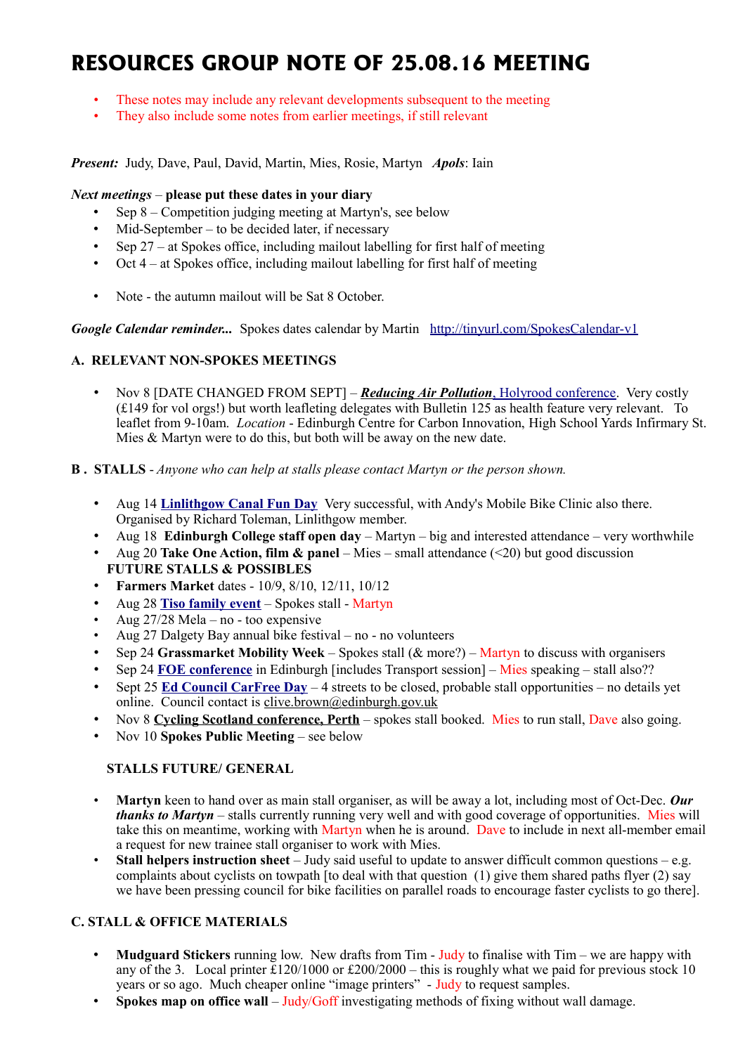# RESOURCES GROUP NOTE OF 25.08.16 MEETING

- These notes may include any relevant developments subsequent to the meeting
- They also include some notes from earlier meetings, if still relevant

***Present:*** Judy, Dave, Paul, David, Martin, Mies, Rosie, Martyn ***Apols***: Iain

***Next meetings*** – **please put these dates in your diary**

- Sep 8 – Competition judging meeting at Martyn's, see below
- Mid-September – to be decided later, if necessary
- Sep 27 – at Spokes office, including mailout labelling for first half of meeting
- Oct 4 – at Spokes office, including mailout labelling for first half of meeting

- Note - the autumn mailout will be Sat 8 October.

***Google Calendar reminder...*** Spokes dates calendar by Martin http://tinyurl.com/SpokesCalendar-v1

### A. RELEVANT NON-SPOKES MEETINGS

- Nov 8 [DATE CHANGED FROM SEPT] – ***Reducing Air Pollution*, Holyrood conference**. Very costly (£149 for vol orgs!) but worth leafleting delegates with Bulletin 125 as health feature very relevant. To leaflet from 9-10am. *Location* - Edinburgh Centre for Carbon Innovation, High School Yards Infirmary St. Mies & Martyn were to do this, but both will be away on the new date.

### B . STALLS - *Anyone who can help at stalls please contact Martyn or the person shown.*

- Aug 14 **Linlithgow Canal Fun Day** Very successful, with Andy's Mobile Bike Clinic also there. Organised by Richard Toleman, Linlithgow member.
- Aug 18 **Edinburgh College staff open day** – Martyn – big and interested attendance – very worthwhile
- Aug 20 **Take One Action, film & panel** – Mies – small attendance (<20) but good discussion

**FUTURE STALLS & POSSIBLES**

- **Farmers Market** dates - 10/9, 8/10, 12/11, 10/12
- Aug 28 **Tiso family event** – Spokes stall - Martyn
- Aug 27/28 Mela – no - too expensive
- Aug 27 Dalgety Bay annual bike festival – no - no volunteers
- Sep 24 **Grassmarket Mobility Week** – Spokes stall (& more?) – Martyn to discuss with organisers
- Sep 24 **FOE conference** in Edinburgh [includes Transport session] – Mies speaking – stall also??
- Sept 25 **Ed Council CarFree Day** – 4 streets to be closed, probable stall opportunities – no details yet online. Council contact is clive.brown@edinburgh.gov.uk
- Nov 8 **Cycling Scotland conference, Perth** – spokes stall booked. Mies to run stall, Dave also going.
- Nov 10 **Spokes Public Meeting** – see below

**STALLS FUTURE/ GENERAL**

- **Martyn** keen to hand over as main stall organiser, as will be away a lot, including most of Oct-Dec. ***Our thanks to Martyn*** – stalls currently running very well and with good coverage of opportunities. Mies will take this on meantime, working with Martyn when he is around. Dave to include in next all-member email a request for new trainee stall organiser to work with Mies.
- **Stall helpers instruction sheet** – Judy said useful to update to answer difficult common questions – e.g. complaints about cyclists on towpath [to deal with that question (1) give them shared paths flyer (2) say we have been pressing council for bike facilities on parallel roads to encourage faster cyclists to go there].

### C. STALL & OFFICE MATERIALS

- **Mudguard Stickers** running low. New drafts from Tim - Judy to finalise with Tim – we are happy with any of the 3. Local printer £120/1000 or £200/2000 – this is roughly what we paid for previous stock 10 years or so ago. Much cheaper online "image printers" - Judy to request samples.
- **Spokes map on office wall** – Judy/Goff investigating methods of fixing without wall damage.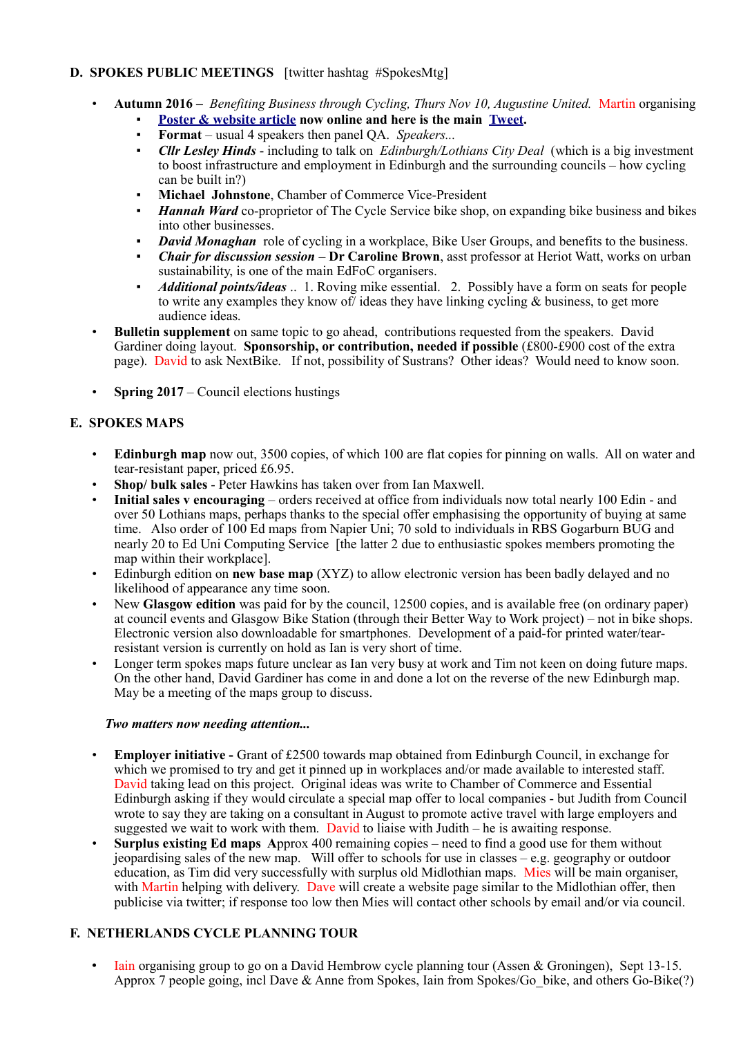## D. SPOKES PUBLIC MEETINGS [twitter hashtag #SpokesMtg]

- **Autumn 2016 –** *Benefiting Business through Cycling, Thurs Nov 10, Augustine United.* Martin organising
  - **Poster & website article now online and here is the main Tweet.**
  - **Format** – usual 4 speakers then panel QA. *Speakers...*
  - ***Cllr Lesley Hinds*** - including to talk on *Edinburgh/Lothians City Deal* (which is a big investment to boost infrastructure and employment in Edinburgh and the surrounding councils – how cycling can be built in?)
  - **Michael Johnstone**, Chamber of Commerce Vice-President
  - ***Hannah Ward*** co-proprietor of The Cycle Service bike shop, on expanding bike business and bikes into other businesses.
  - ***David Monaghan*** role of cycling in a workplace, Bike User Groups, and benefits to the business.
  - ***Chair for discussion session*** – **Dr Caroline Brown**, asst professor at Heriot Watt, works on urban sustainability, is one of the main EdFoC organisers.
  - ***Additional points/ideas*** .. 1. Roving mike essential. 2. Possibly have a form on seats for people to write any examples they know of/ ideas they have linking cycling & business, to get more audience ideas.
- **Bulletin supplement** on same topic to go ahead, contributions requested from the speakers. David Gardiner doing layout. **Sponsorship, or contribution, needed if possible** (£800-£900 cost of the extra page). David to ask NextBike. If not, possibility of Sustrans? Other ideas? Would need to know soon.

- **Spring 2017** – Council elections hustings

## E. SPOKES MAPS

- **Edinburgh map** now out, 3500 copies, of which 100 are flat copies for pinning on walls. All on water and tear-resistant paper, priced £6.95.
- **Shop/ bulk sales** - Peter Hawkins has taken over from Ian Maxwell.
- **Initial sales v encouraging** – orders received at office from individuals now total nearly 100 Edin - and over 50 Lothians maps, perhaps thanks to the special offer emphasising the opportunity of buying at same time. Also order of 100 Ed maps from Napier Uni; 70 sold to individuals in RBS Gogarburn BUG and nearly 20 to Ed Uni Computing Service [the latter 2 due to enthusiastic spokes members promoting the map within their workplace].
- Edinburgh edition on **new base map** (XYZ) to allow electronic version has been badly delayed and no likelihood of appearance any time soon.
- New **Glasgow edition** was paid for by the council, 12500 copies, and is available free (on ordinary paper) at council events and Glasgow Bike Station (through their Better Way to Work project) – not in bike shops. Electronic version also downloadable for smartphones. Development of a paid-for printed water/tear-resistant version is currently on hold as Ian is very short of time.
- Longer term spokes maps future unclear as Ian very busy at work and Tim not keen on doing future maps. On the other hand, David Gardiner has come in and done a lot on the reverse of the new Edinburgh map. May be a meeting of the maps group to discuss.

***Two matters now needing attention...***

- **Employer initiative -** Grant of £2500 towards map obtained from Edinburgh Council, in exchange for which we promised to try and get it pinned up in workplaces and/or made available to interested staff. David taking lead on this project. Original ideas was write to Chamber of Commerce and Essential Edinburgh asking if they would circulate a special map offer to local companies - but Judith from Council wrote to say they are taking on a consultant in August to promote active travel with large employers and suggested we wait to work with them. David to liaise with Judith – he is awaiting response.
- **Surplus existing Ed maps A**pprox 400 remaining copies – need to find a good use for them without jeopardising sales of the new map. Will offer to schools for use in classes – e.g. geography or outdoor education, as Tim did very successfully with surplus old Midlothian maps. Mies will be main organiser, with Martin helping with delivery. Dave will create a website page similar to the Midlothian offer, then publicise via twitter; if response too low then Mies will contact other schools by email and/or via council.

## F. NETHERLANDS CYCLE PLANNING TOUR

- Iain organising group to go on a David Hembrow cycle planning tour (Assen & Groningen), Sept 13-15. Approx 7 people going, incl Dave & Anne from Spokes, Iain from Spokes/Go_bike, and others Go-Bike(?)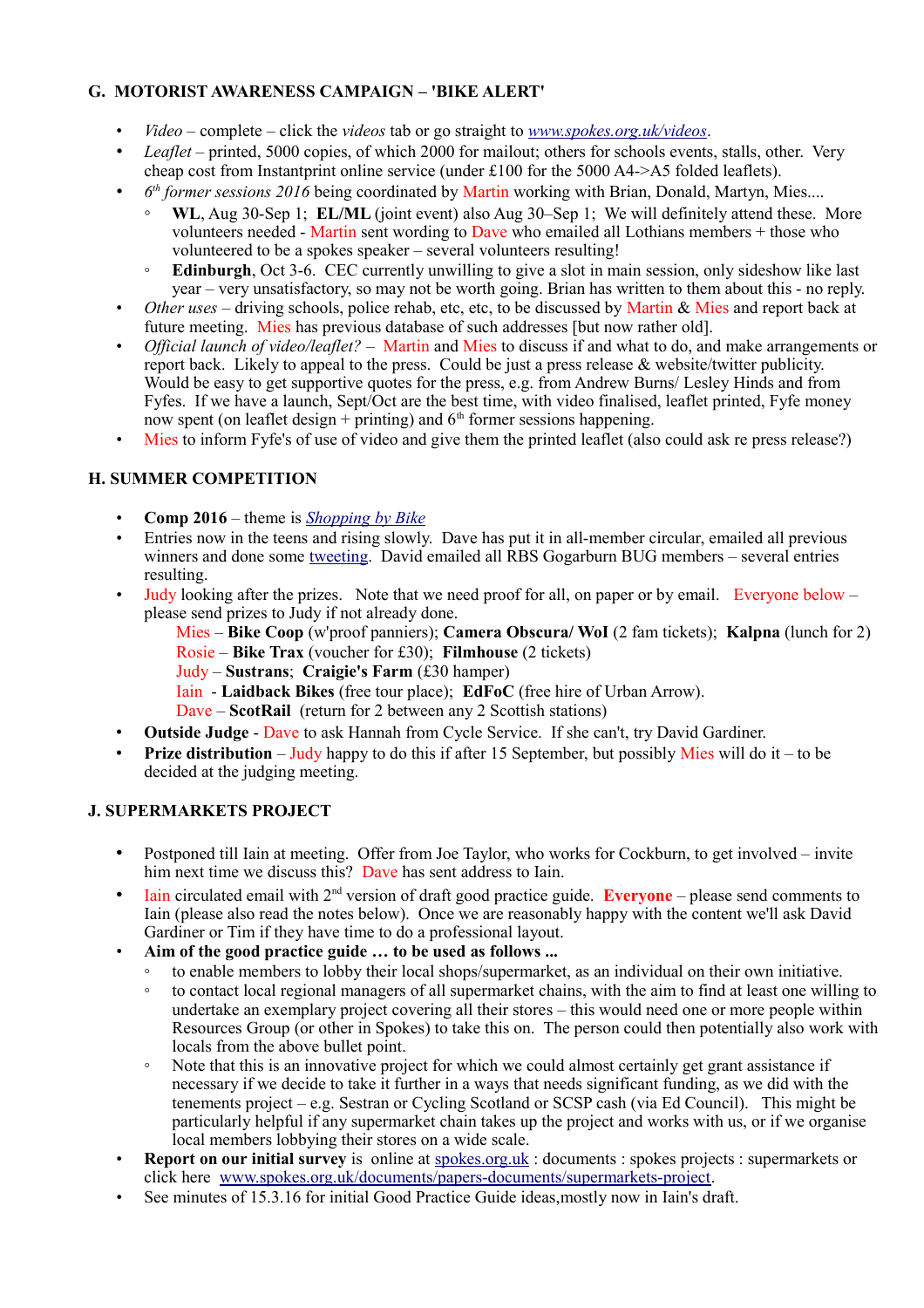### G. MOTORIST AWARENESS CAMPAIGN – 'BIKE ALERT'

- *Video* – complete – click the *videos* tab or go straight to *www.spokes.org.uk/videos*.
- *Leaflet* – printed, 5000 copies, of which 2000 for mailout; others for schools events, stalls, other. Very cheap cost from Instantprint online service (under £100 for the 5000 A4->A5 folded leaflets).
- *6th former sessions 2016* being coordinated by Martin working with Brian, Donald, Martyn, Mies....
  - **WL**, Aug 30-Sep 1; **EL/ML** (joint event) also Aug 30–Sep 1; We will definitely attend these. More volunteers needed - Martin sent wording to Dave who emailed all Lothians members + those who volunteered to be a spokes speaker – several volunteers resulting!
  - **Edinburgh**, Oct 3-6. CEC currently unwilling to give a slot in main session, only sideshow like last year – very unsatisfactory, so may not be worth going. Brian has written to them about this - no reply.
- *Other uses* – driving schools, police rehab, etc, etc, to be discussed by Martin & Mies and report back at future meeting. Mies has previous database of such addresses [but now rather old].
- *Official launch of video/leaflet?* – Martin and Mies to discuss if and what to do, and make arrangements or report back. Likely to appeal to the press. Could be just a press release & website/twitter publicity. Would be easy to get supportive quotes for the press, e.g. from Andrew Burns/ Lesley Hinds and from Fyfes. If we have a launch, Sept/Oct are the best time, with video finalised, leaflet printed, Fyfe money now spent (on leaflet design + printing) and 6th former sessions happening.
- Mies to inform Fyfe's of use of video and give them the printed leaflet (also could ask re press release?)

### H. SUMMER COMPETITION

- **Comp 2016** – theme is *Shopping by Bike*
- Entries now in the teens and rising slowly. Dave has put it in all-member circular, emailed all previous winners and done some tweeting. David emailed all RBS Gogarburn BUG members – several entries resulting.
- Judy looking after the prizes. Note that we need proof for all, on paper or by email. Everyone below – please send prizes to Judy if not already done.
  - Mies – **Bike Coop** (w'proof panniers); **Camera Obscura/ WoI** (2 fam tickets); **Kalpna** (lunch for 2)
  - Rosie – **Bike Trax** (voucher for £30); **Filmhouse** (2 tickets)
  - Judy – **Sustrans**; **Craigie's Farm** (£30 hamper)
  - Iain - **Laidback Bikes** (free tour place); **EdFoC** (free hire of Urban Arrow).
  - Dave – **ScotRail** (return for 2 between any 2 Scottish stations)
- **Outside Judge** - Dave to ask Hannah from Cycle Service. If she can't, try David Gardiner.
- **Prize distribution** – Judy happy to do this if after 15 September, but possibly Mies will do it – to be decided at the judging meeting.

### J. SUPERMARKETS PROJECT

- Postponed till Iain at meeting. Offer from Joe Taylor, who works for Cockburn, to get involved – invite him next time we discuss this? Dave has sent address to Iain.
- Iain circulated email with 2nd version of draft good practice guide. **Everyone** – please send comments to Iain (please also read the notes below). Once we are reasonably happy with the content we'll ask David Gardiner or Tim if they have time to do a professional layout.
- **Aim of the good practice guide … to be used as follows ...**
  - to enable members to lobby their local shops/supermarket, as an individual on their own initiative.
  - to contact local regional managers of all supermarket chains, with the aim to find at least one willing to undertake an exemplary project covering all their stores – this would need one or more people within Resources Group (or other in Spokes) to take this on. The person could then potentially also work with locals from the above bullet point.
  - Note that this is an innovative project for which we could almost certainly get grant assistance if necessary if we decide to take it further in a ways that needs significant funding, as we did with the tenements project – e.g. Sestran or Cycling Scotland or SCSP cash (via Ed Council). This might be particularly helpful if any supermarket chain takes up the project and works with us, or if we organise local members lobbying their stores on a wide scale.
- **Report on our initial survey** is online at spokes.org.uk : documents : spokes projects : supermarkets or click here www.spokes.org.uk/documents/papers-documents/supermarkets-project.
- See minutes of 15.3.16 for initial Good Practice Guide ideas,mostly now in Iain's draft.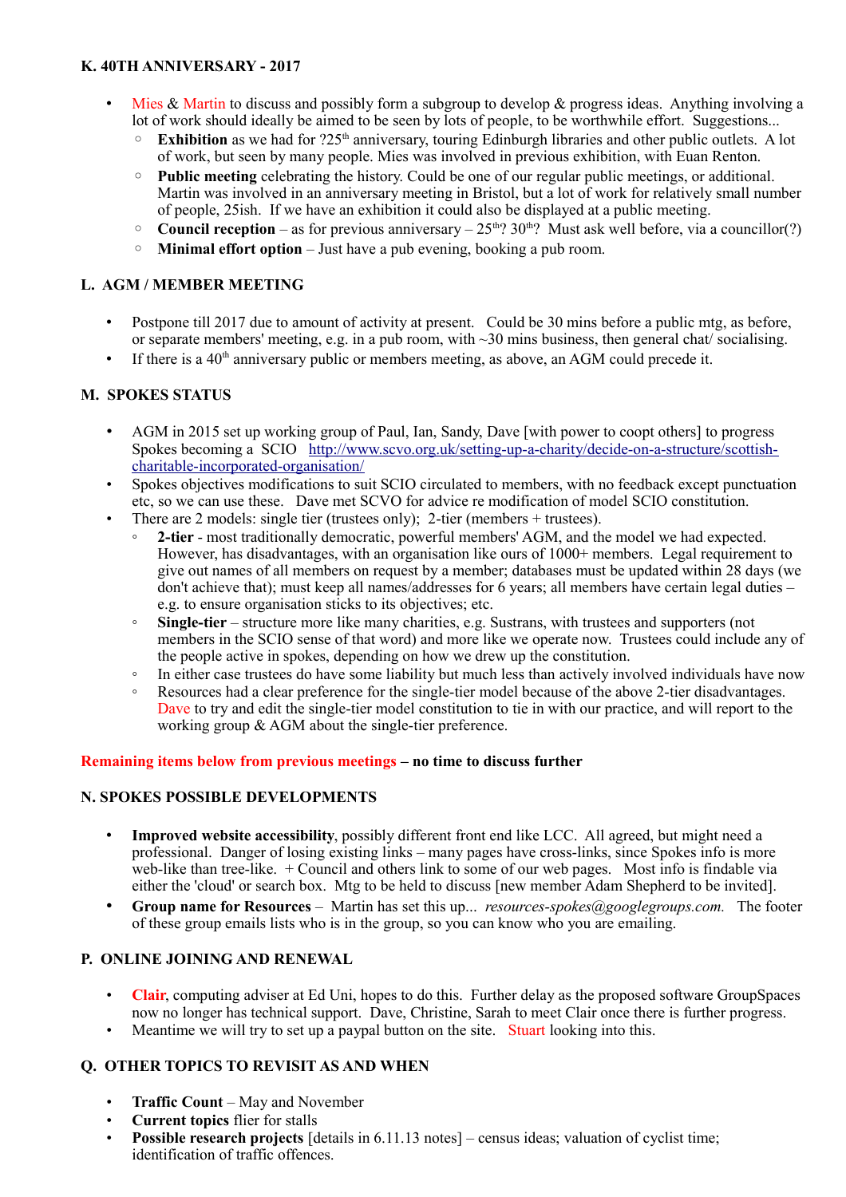## K. 40TH ANNIVERSARY - 2017

- Mies & Martin to discuss and possibly form a subgroup to develop & progress ideas. Anything involving a lot of work should ideally be aimed to be seen by lots of people, to be worthwhile effort. Suggestions...
  - **Exhibition** as we had for ?25th anniversary, touring Edinburgh libraries and other public outlets. A lot of work, but seen by many people. Mies was involved in previous exhibition, with Euan Renton.
  - **Public meeting** celebrating the history. Could be one of our regular public meetings, or additional. Martin was involved in an anniversary meeting in Bristol, but a lot of work for relatively small number of people, 25ish. If we have an exhibition it could also be displayed at a public meeting.
  - **Council reception** – as for previous anniversary – 25th? 30th? Must ask well before, via a councillor(?)
  - **Minimal effort option** – Just have a pub evening, booking a pub room.

## L. AGM / MEMBER MEETING

- Postpone till 2017 due to amount of activity at present. Could be 30 mins before a public mtg, as before, or separate members' meeting, e.g. in a pub room, with ~30 mins business, then general chat/ socialising.
- If there is a 40th anniversary public or members meeting, as above, an AGM could precede it.

## M. SPOKES STATUS

- AGM in 2015 set up working group of Paul, Ian, Sandy, Dave [with power to coopt others] to progress Spokes becoming a SCIO http://www.scvo.org.uk/setting-up-a-charity/decide-on-a-structure/scottish-charitable-incorporated-organisation/
- Spokes objectives modifications to suit SCIO circulated to members, with no feedback except punctuation etc, so we can use these. Dave met SCVO for advice re modification of model SCIO constitution.
- There are 2 models: single tier (trustees only); 2-tier (members + trustees).
  - **2-tier** - most traditionally democratic, powerful members' AGM, and the model we had expected. However, has disadvantages, with an organisation like ours of 1000+ members. Legal requirement to give out names of all members on request by a member; databases must be updated within 28 days (we don't achieve that); must keep all names/addresses for 6 years; all members have certain legal duties – e.g. to ensure organisation sticks to its objectives; etc.
  - **Single-tier** – structure more like many charities, e.g. Sustrans, with trustees and supporters (not members in the SCIO sense of that word) and more like we operate now. Trustees could include any of the people active in spokes, depending on how we drew up the constitution.
  - In either case trustees do have some liability but much less than actively involved individuals have now
  - Resources had a clear preference for the single-tier model because of the above 2-tier disadvantages. Dave to try and edit the single-tier model constitution to tie in with our practice, and will report to the working group & AGM about the single-tier preference.

**Remaining items below from previous meetings – no time to discuss further**

## N. SPOKES POSSIBLE DEVELOPMENTS

- **Improved website accessibility**, possibly different front end like LCC. All agreed, but might need a professional. Danger of losing existing links – many pages have cross-links, since Spokes info is more web-like than tree-like. + Council and others link to some of our web pages. Most info is findable via either the 'cloud' or search box. Mtg to be held to discuss [new member Adam Shepherd to be invited].
- **Group name for Resources** – Martin has set this up... *resources-spokes@googlegroups.com.* The footer of these group emails lists who is in the group, so you can know who you are emailing.

## P. ONLINE JOINING AND RENEWAL

- Clair, computing adviser at Ed Uni, hopes to do this. Further delay as the proposed software GroupSpaces now no longer has technical support. Dave, Christine, Sarah to meet Clair once there is further progress.
- Meantime we will try to set up a paypal button on the site. Stuart looking into this.

## Q. OTHER TOPICS TO REVISIT AS AND WHEN

- **Traffic Count** – May and November
- **Current topics** flier for stalls
- **Possible research projects** [details in 6.11.13 notes] – census ideas; valuation of cyclist time; identification of traffic offences.